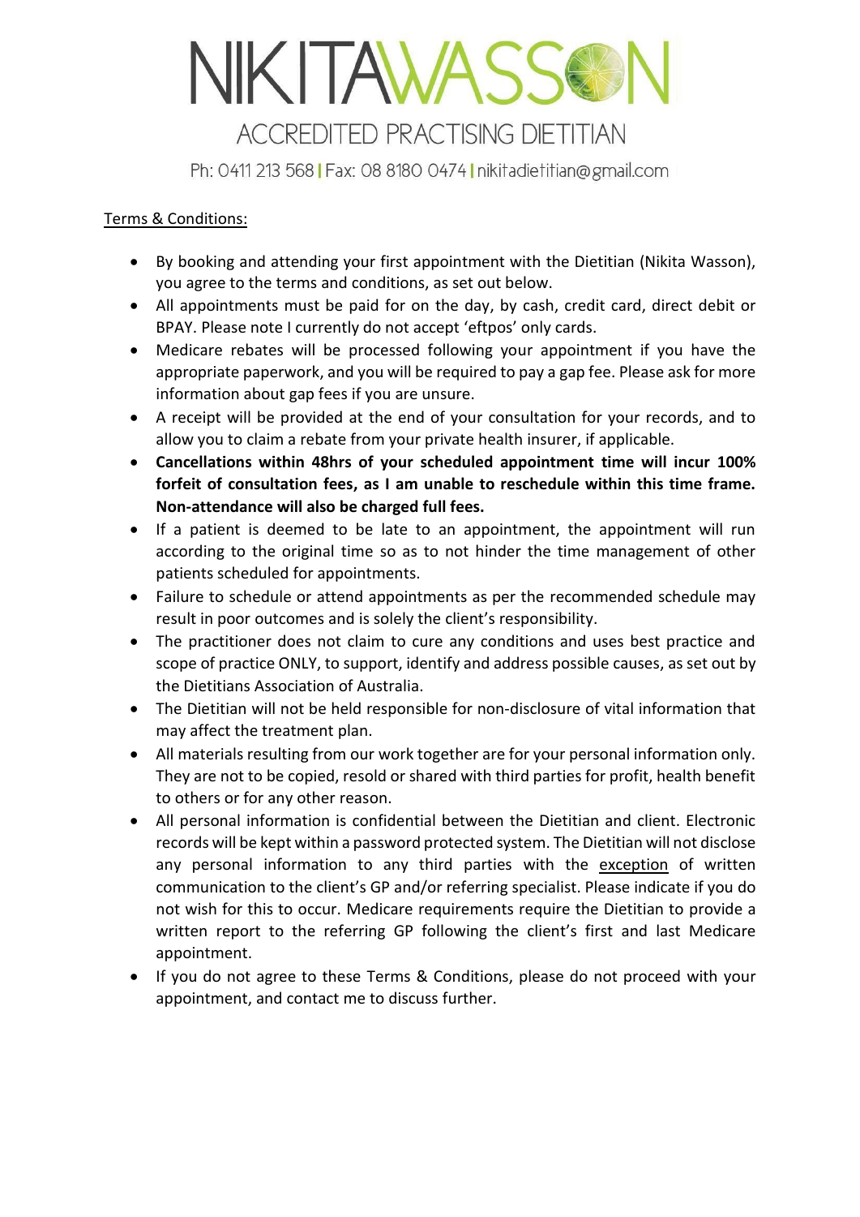# NIKITA WASSON

## ACCREDITED PRACTISING DIETITIAN

Ph: 0411 213 568 | Fax: 08 8180 0474 | nikitadietitian@gmail.com

Terms & Conditions:

- By booking and attending your first appointment with the Dietitian (Nikita Wasson), you agree to the terms and conditions, as set out below.
- All appointments must be paid for on the day, by cash, credit card, direct debit or BPAY. Please note I currently do not accept 'eftpos' only cards.
- Medicare rebates will be processed following your appointment if you have the appropriate paperwork, and you will be required to pay a gap fee. Please ask for more information about gap fees if you are unsure.
- A receipt will be provided at the end of your consultation for your records, and to allow you to claim a rebate from your private health insurer, if applicable.
- **Cancellations within 48hrs of your scheduled appointment time will incur 100% forfeit of consultation fees, as I am unable to reschedule within this time frame. Non-attendance will also be charged full fees.**
- If a patient is deemed to be late to an appointment, the appointment will run according to the original time so as to not hinder the time management of other patients scheduled for appointments.
- Failure to schedule or attend appointments as per the recommended schedule may result in poor outcomes and is solely the client's responsibility.
- The practitioner does not claim to cure any conditions and uses best practice and scope of practice ONLY, to support, identify and address possible causes, as set out by the Dietitians Association of Australia.
- The Dietitian will not be held responsible for non-disclosure of vital information that may affect the treatment plan.
- All materials resulting from our work together are for your personal information only. They are not to be copied, resold or shared with third parties for profit, health benefit to others or for any other reason.
- All personal information is confidential between the Dietitian and client. Electronic records will be kept within a password protected system. The Dietitian will not disclose any personal information to any third parties with the exception of written communication to the client's GP and/or referring specialist. Please indicate if you do not wish for this to occur. Medicare requirements require the Dietitian to provide a written report to the referring GP following the client's first and last Medicare appointment.
- If you do not agree to these Terms & Conditions, please do not proceed with your appointment, and contact me to discuss further.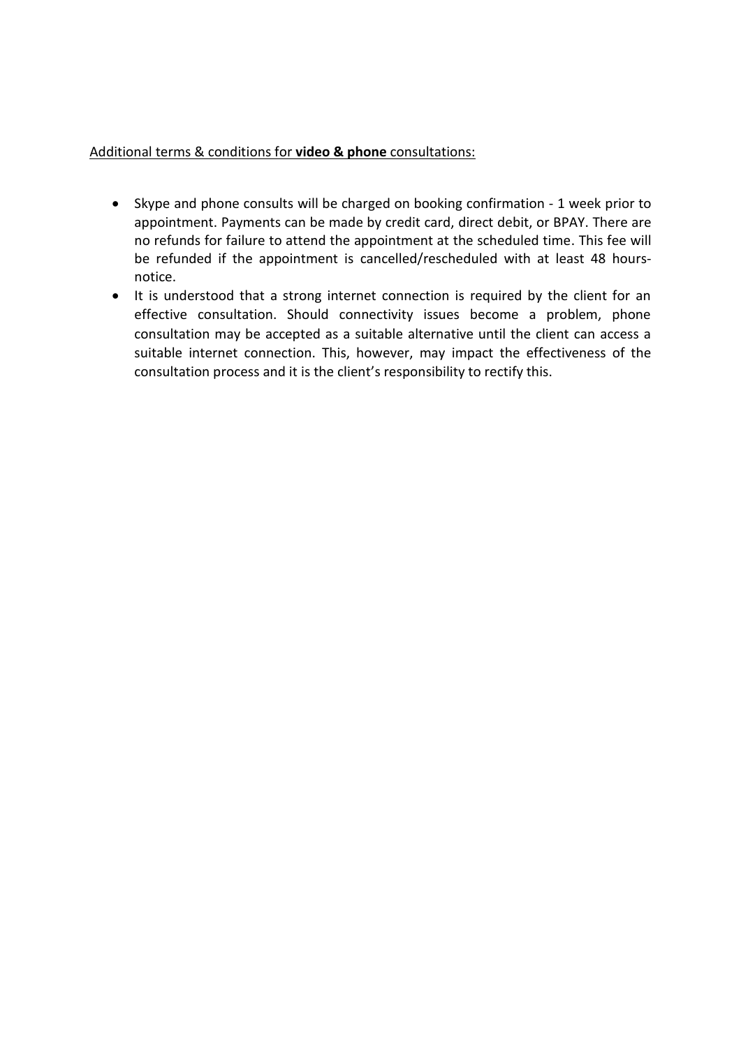Additional terms & conditions for **video & phone** consultations:

- Skype and phone consults will be charged on booking confirmation - 1 week prior to appointment. Payments can be made by credit card, direct debit, or BPAY. There are no refunds for failure to attend the appointment at the scheduled time. This fee will be refunded if the appointment is cancelled/rescheduled with at least 48 hours-notice.
- It is understood that a strong internet connection is required by the client for an effective consultation. Should connectivity issues become a problem, phone consultation may be accepted as a suitable alternative until the client can access a suitable internet connection. This, however, may impact the effectiveness of the consultation process and it is the client's responsibility to rectify this.